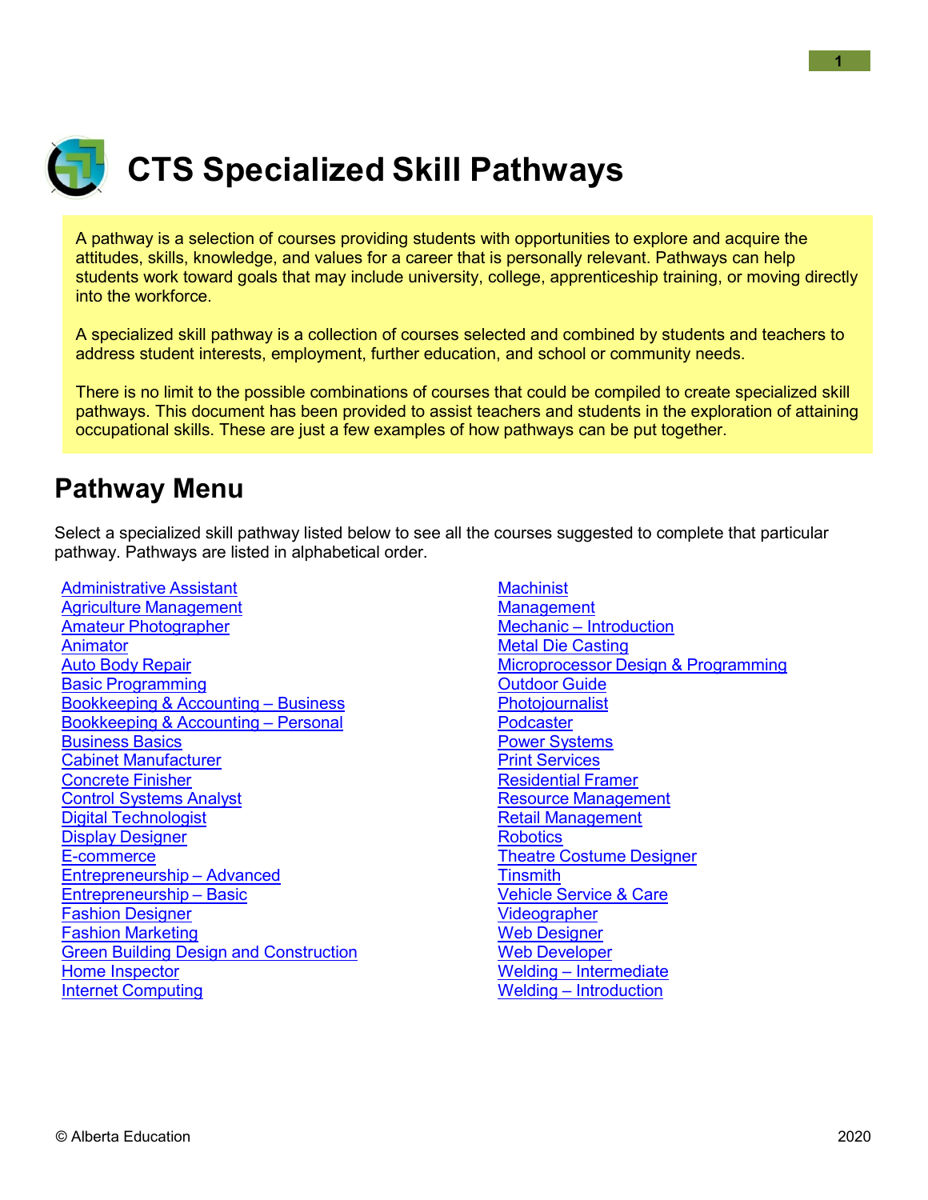# CTS Specialized Skill Pathways

A pathway is a selection of courses providing students with opportunities to explore and acquire the attitudes, skills, knowledge, and values for a career that is personally relevant. Pathways can help students work toward goals that may include university, college, apprenticeship training, or moving directly into the workforce.

A specialized skill pathway is a collection of courses selected and combined by students and teachers to address student interests, employment, further education, and school or community needs.

There is no limit to the possible combinations of courses that could be compiled to create specialized skill pathways. This document has been provided to assist teachers and students in the exploration of attaining occupational skills. These are just a few examples of how pathways can be put together.

## Pathway Menu

Select a specialized skill pathway listed below to see all the courses suggested to complete that particular pathway. Pathways are listed in alphabetical order.

- Administrative Assistant
- Agriculture Management
- Amateur Photographer
- Animator
- Auto Body Repair
- Basic Programming
- Bookkeeping & Accounting – Business
- Bookkeeping & Accounting – Personal
- Business Basics
- Cabinet Manufacturer
- Concrete Finisher
- Control Systems Analyst
- Digital Technologist
- Display Designer
- E-commerce
- Entrepreneurship – Advanced
- Entrepreneurship – Basic
- Fashion Designer
- Fashion Marketing
- Green Building Design and Construction
- Home Inspector
- Internet Computing
- Machinist
- Management
- Mechanic – Introduction
- Metal Die Casting
- Microprocessor Design & Programming
- Outdoor Guide
- Photojournalist
- Podcaster
- Power Systems
- Print Services
- Residential Framer
- Resource Management
- Retail Management
- Robotics
- Theatre Costume Designer
- Tinsmith
- Vehicle Service & Care
- Videographer
- Web Designer
- Web Developer
- Welding – Intermediate
- Welding – Introduction

© Alberta Education 2020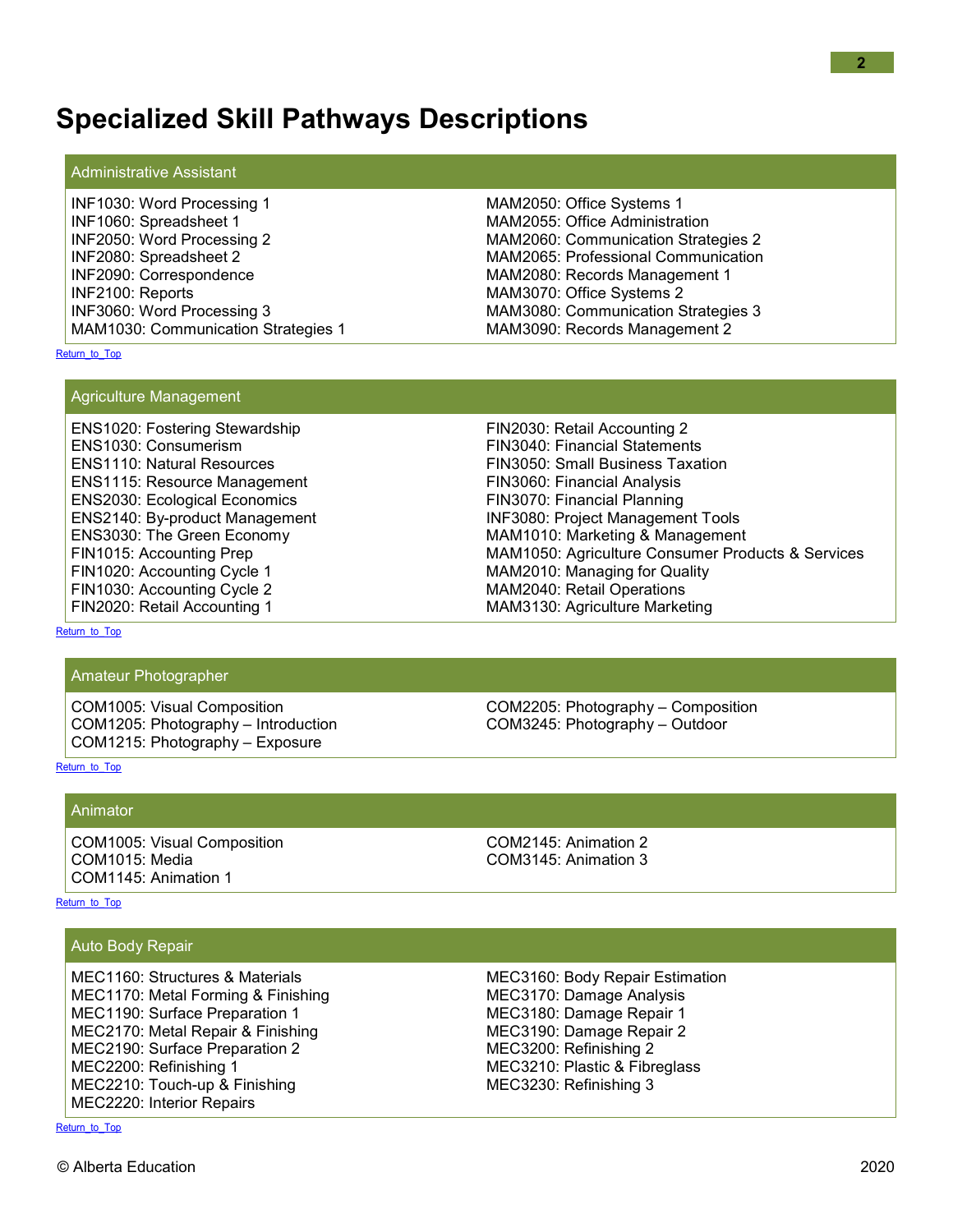# Specialized Skill Pathways Descriptions

## Administrative Assistant

INF1030: Word Processing 1
INF1060: Spreadsheet 1
INF2050: Word Processing 2
INF2080: Spreadsheet 2
INF2090: Correspondence
INF2100: Reports
INF3060: Word Processing 3
MAM1030: Communication Strategies 1
MAM2050: Office Systems 1
MAM2055: Office Administration
MAM2060: Communication Strategies 2
MAM2065: Professional Communication
MAM2080: Records Management 1
MAM3070: Office Systems 2
MAM3080: Communication Strategies 3
MAM3090: Records Management 2

Return_to_Top

## Agriculture Management

ENS1020: Fostering Stewardship
ENS1030: Consumerism
ENS1110: Natural Resources
ENS1115: Resource Management
ENS2030: Ecological Economics
ENS2140: By-product Management
ENS3030: The Green Economy
FIN1015: Accounting Prep
FIN1020: Accounting Cycle 1
FIN1030: Accounting Cycle 2
FIN2020: Retail Accounting 1
FIN2030: Retail Accounting 2
FIN3040: Financial Statements
FIN3050: Small Business Taxation
FIN3060: Financial Analysis
FIN3070: Financial Planning
INF3080: Project Management Tools
MAM1010: Marketing & Management
MAM1050: Agriculture Consumer Products & Services
MAM2010: Managing for Quality
MAM2040: Retail Operations
MAM3130: Agriculture Marketing

Return_to_Top

## Amateur Photographer

COM1005: Visual Composition
COM1205: Photography – Introduction
COM1215: Photography – Exposure
COM2205: Photography – Composition
COM3245: Photography – Outdoor

Return_to_Top

## Animator

COM1005: Visual Composition
COM1015: Media
COM1145: Animation 1
COM2145: Animation 2
COM3145: Animation 3

Return_to_Top

## Auto Body Repair

MEC1160: Structures & Materials
MEC1170: Metal Forming & Finishing
MEC1190: Surface Preparation 1
MEC2170: Metal Repair & Finishing
MEC2190: Surface Preparation 2
MEC2200: Refinishing 1
MEC2210: Touch-up & Finishing
MEC2220: Interior Repairs
MEC3160: Body Repair Estimation
MEC3170: Damage Analysis
MEC3180: Damage Repair 1
MEC3190: Damage Repair 2
MEC3200: Refinishing 2
MEC3210: Plastic & Fibreglass
MEC3230: Refinishing 3

Return_to_Top

© Alberta Education 2020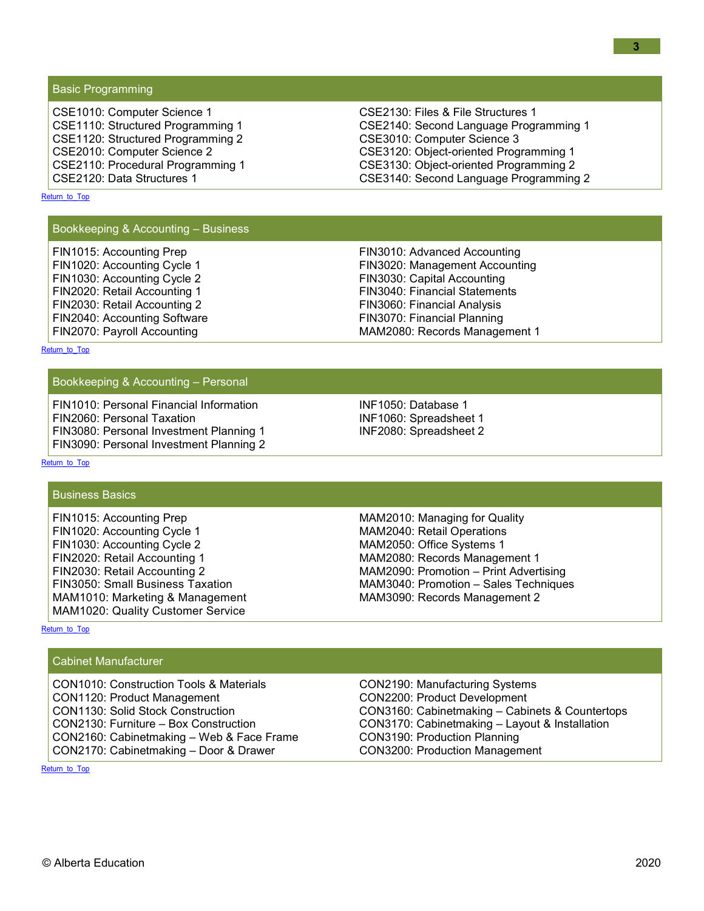## Basic Programming

CSE1010: Computer Science 1
CSE1110: Structured Programming 1
CSE1120: Structured Programming 2
CSE2010: Computer Science 2
CSE2110: Procedural Programming 1
CSE2120: Data Structures 1
CSE2130: Files & File Structures 1
CSE2140: Second Language Programming 1
CSE3010: Computer Science 3
CSE3120: Object-oriented Programming 1
CSE3130: Object-oriented Programming 2
CSE3140: Second Language Programming 2

Return to Top

## Bookkeeping & Accounting – Business

FIN1015: Accounting Prep
FIN1020: Accounting Cycle 1
FIN1030: Accounting Cycle 2
FIN2020: Retail Accounting 1
FIN2030: Retail Accounting 2
FIN2040: Accounting Software
FIN2070: Payroll Accounting
FIN3010: Advanced Accounting
FIN3020: Management Accounting
FIN3030: Capital Accounting
FIN3040: Financial Statements
FIN3060: Financial Analysis
FIN3070: Financial Planning
MAM2080: Records Management 1

Return to Top

## Bookkeeping & Accounting – Personal

FIN1010: Personal Financial Information
FIN2060: Personal Taxation
FIN3080: Personal Investment Planning 1
FIN3090: Personal Investment Planning 2
INF1050: Database 1
INF1060: Spreadsheet 1
INF2080: Spreadsheet 2

Return to Top

## Business Basics

FIN1015: Accounting Prep
FIN1020: Accounting Cycle 1
FIN1030: Accounting Cycle 2
FIN2020: Retail Accounting 1
FIN2030: Retail Accounting 2
FIN3050: Small Business Taxation
MAM1010: Marketing & Management
MAM1020: Quality Customer Service
MAM2010: Managing for Quality
MAM2040: Retail Operations
MAM2050: Office Systems 1
MAM2080: Records Management 1
MAM2090: Promotion – Print Advertising
MAM3040: Promotion – Sales Techniques
MAM3090: Records Management 2

Return to Top

## Cabinet Manufacturer

CON1010: Construction Tools & Materials
CON1120: Product Management
CON1130: Solid Stock Construction
CON2130: Furniture – Box Construction
CON2160: Cabinetmaking – Web & Face Frame
CON2170: Cabinetmaking – Door & Drawer
CON2190: Manufacturing Systems
CON2200: Product Development
CON3160: Cabinetmaking – Cabinets & Countertops
CON3170: Cabinetmaking – Layout & Installation
CON3190: Production Planning
CON3200: Production Management

Return to Top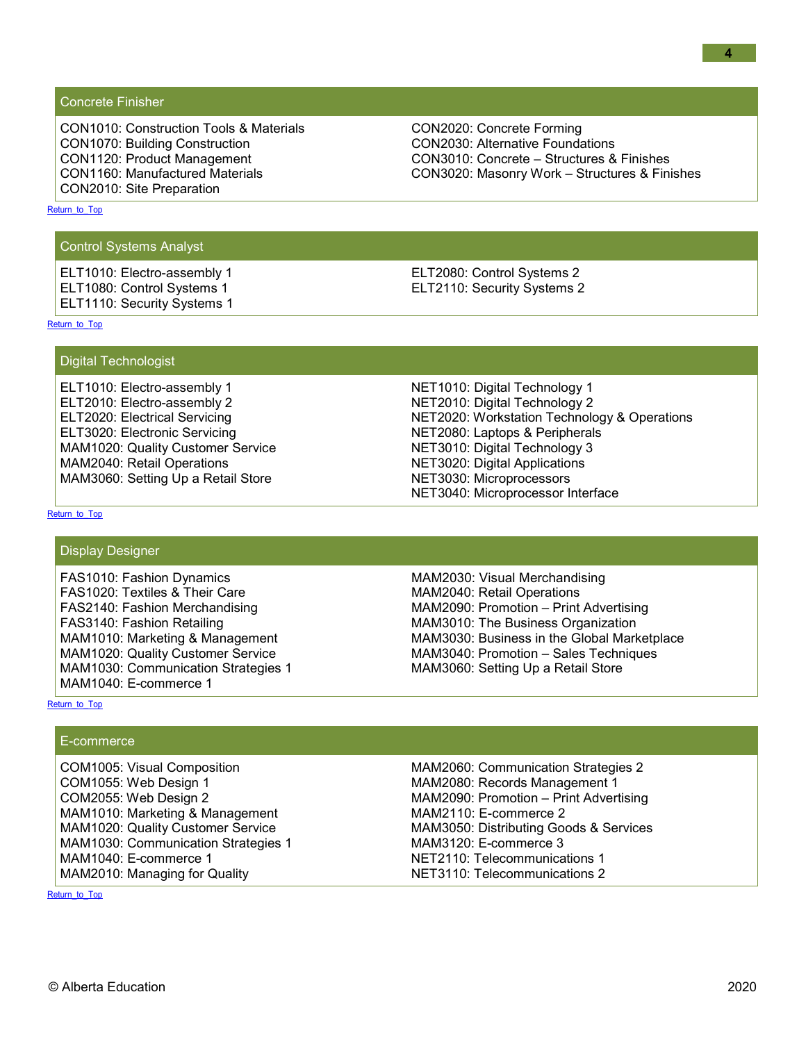## Concrete Finisher

CON1010: Construction Tools & Materials
CON1070: Building Construction
CON1120: Product Management
CON1160: Manufactured Materials
CON2010: Site Preparation
CON2020: Concrete Forming
CON2030: Alternative Foundations
CON3010: Concrete – Structures & Finishes
CON3020: Masonry Work – Structures & Finishes

Return to Top

## Control Systems Analyst

ELT1010: Electro-assembly 1
ELT1080: Control Systems 1
ELT1110: Security Systems 1
ELT2080: Control Systems 2
ELT2110: Security Systems 2

Return to Top

## Digital Technologist

ELT1010: Electro-assembly 1
ELT2010: Electro-assembly 2
ELT2020: Electrical Servicing
ELT3020: Electronic Servicing
MAM1020: Quality Customer Service
MAM2040: Retail Operations
MAM3060: Setting Up a Retail Store
NET1010: Digital Technology 1
NET2010: Digital Technology 2
NET2020: Workstation Technology & Operations
NET2080: Laptops & Peripherals
NET3010: Digital Technology 3
NET3020: Digital Applications
NET3030: Microprocessors
NET3040: Microprocessor Interface

Return to Top

## Display Designer

FAS1010: Fashion Dynamics
FAS1020: Textiles & Their Care
FAS2140: Fashion Merchandising
FAS3140: Fashion Retailing
MAM1010: Marketing & Management
MAM1020: Quality Customer Service
MAM1030: Communication Strategies 1
MAM1040: E-commerce 1
MAM2030: Visual Merchandising
MAM2040: Retail Operations
MAM2090: Promotion – Print Advertising
MAM3010: The Business Organization
MAM3030: Business in the Global Marketplace
MAM3040: Promotion – Sales Techniques
MAM3060: Setting Up a Retail Store

Return to Top

## E-commerce

COM1005: Visual Composition
COM1055: Web Design 1
COM2055: Web Design 2
MAM1010: Marketing & Management
MAM1020: Quality Customer Service
MAM1030: Communication Strategies 1
MAM1040: E-commerce 1
MAM2010: Managing for Quality
MAM2060: Communication Strategies 2
MAM2080: Records Management 1
MAM2090: Promotion – Print Advertising
MAM2110: E-commerce 2
MAM3050: Distributing Goods & Services
MAM3120: E-commerce 3
NET2110: Telecommunications 1
NET3110: Telecommunications 2

Return to Top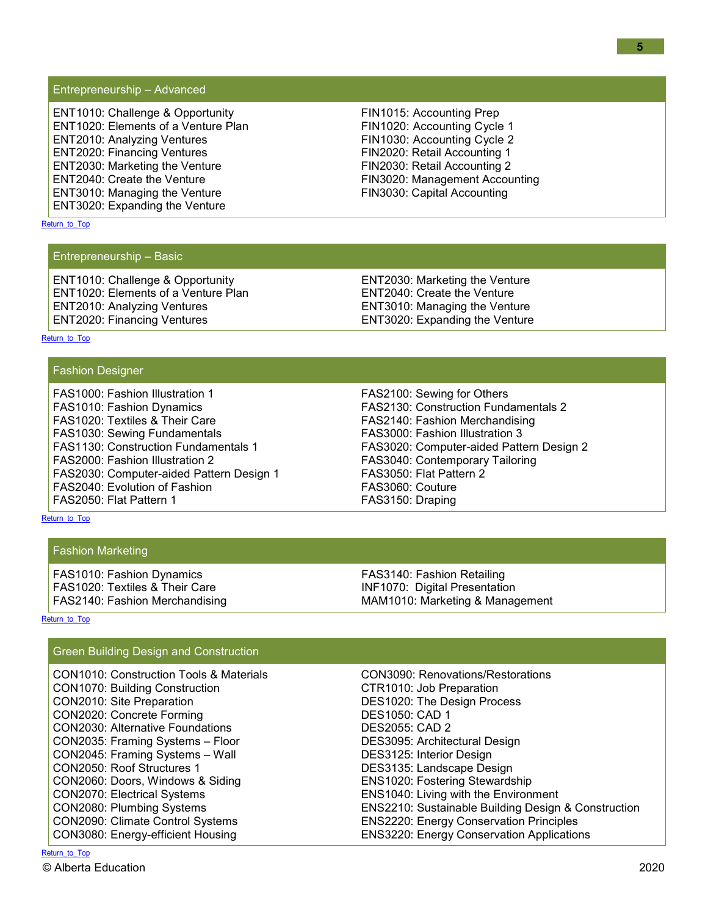## Entrepreneurship – Advanced

ENT1010: Challenge & Opportunity
ENT1020: Elements of a Venture Plan
ENT2010: Analyzing Ventures
ENT2020: Financing Ventures
ENT2030: Marketing the Venture
ENT2040: Create the Venture
ENT3010: Managing the Venture
ENT3020: Expanding the Venture
FIN1015: Accounting Prep
FIN1020: Accounting Cycle 1
FIN1030: Accounting Cycle 2
FIN2020: Retail Accounting 1
FIN2030: Retail Accounting 2
FIN3020: Management Accounting
FIN3030: Capital Accounting

Return to Top

## Entrepreneurship – Basic

ENT1010: Challenge & Opportunity
ENT1020: Elements of a Venture Plan
ENT2010: Analyzing Ventures
ENT2020: Financing Ventures
ENT2030: Marketing the Venture
ENT2040: Create the Venture
ENT3010: Managing the Venture
ENT3020: Expanding the Venture

Return to Top

## Fashion Designer

FAS1000: Fashion Illustration 1
FAS1010: Fashion Dynamics
FAS1020: Textiles & Their Care
FAS1030: Sewing Fundamentals
FAS1130: Construction Fundamentals 1
FAS2000: Fashion Illustration 2
FAS2030: Computer-aided Pattern Design 1
FAS2040: Evolution of Fashion
FAS2050: Flat Pattern 1
FAS2100: Sewing for Others
FAS2130: Construction Fundamentals 2
FAS2140: Fashion Merchandising
FAS3000: Fashion Illustration 3
FAS3020: Computer-aided Pattern Design 2
FAS3040: Contemporary Tailoring
FAS3050: Flat Pattern 2
FAS3060: Couture
FAS3150: Draping

Return to Top

## Fashion Marketing

FAS1010: Fashion Dynamics
FAS1020: Textiles & Their Care
FAS2140: Fashion Merchandising
FAS3140: Fashion Retailing
INF1070: Digital Presentation
MAM1010: Marketing & Management

Return to Top

## Green Building Design and Construction

CON1010: Construction Tools & Materials
CON1070: Building Construction
CON2010: Site Preparation
CON2020: Concrete Forming
CON2030: Alternative Foundations
CON2035: Framing Systems – Floor
CON2045: Framing Systems – Wall
CON2050: Roof Structures 1
CON2060: Doors, Windows & Siding
CON2070: Electrical Systems
CON2080: Plumbing Systems
CON2090: Climate Control Systems
CON3080: Energy-efficient Housing
CON3090: Renovations/Restorations
CTR1010: Job Preparation
DES1020: The Design Process
DES1050: CAD 1
DES2055: CAD 2
DES3095: Architectural Design
DES3125: Interior Design
DES3135: Landscape Design
ENS1020: Fostering Stewardship
ENS1040: Living with the Environment
ENS2210: Sustainable Building Design & Construction
ENS2220: Energy Conservation Principles
ENS3220: Energy Conservation Applications

Return to Top

© Alberta Education 2020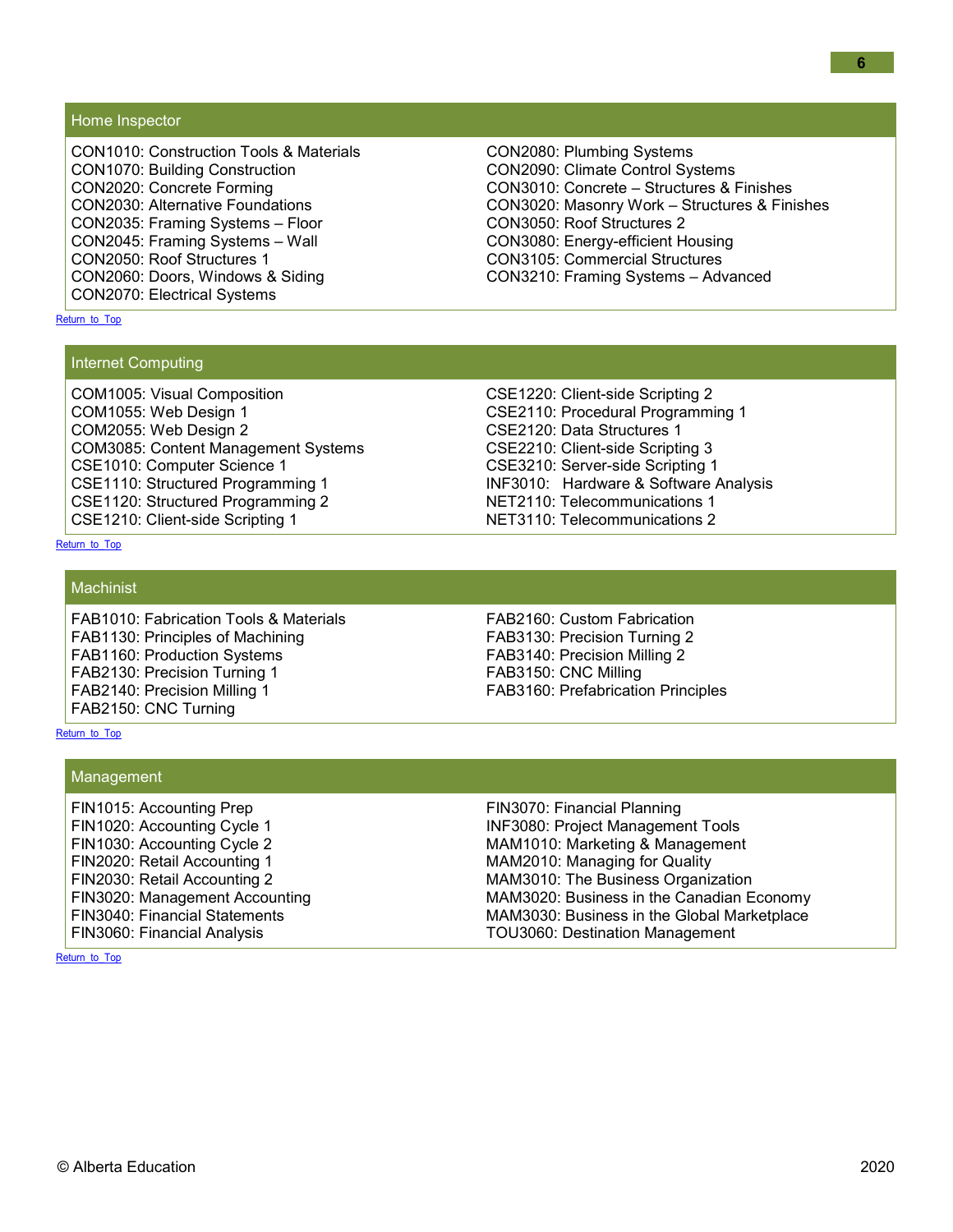## Home Inspector

CON1010: Construction Tools & Materials
CON1070: Building Construction
CON2020: Concrete Forming
CON2030: Alternative Foundations
CON2035: Framing Systems – Floor
CON2045: Framing Systems – Wall
CON2050: Roof Structures 1
CON2060: Doors, Windows & Siding
CON2070: Electrical Systems
CON2080: Plumbing Systems
CON2090: Climate Control Systems
CON3010: Concrete – Structures & Finishes
CON3020: Masonry Work – Structures & Finishes
CON3050: Roof Structures 2
CON3080: Energy-efficient Housing
CON3105: Commercial Structures
CON3210: Framing Systems – Advanced

Return to Top

## Internet Computing

COM1005: Visual Composition
COM1055: Web Design 1
COM2055: Web Design 2
COM3085: Content Management Systems
CSE1010: Computer Science 1
CSE1110: Structured Programming 1
CSE1120: Structured Programming 2
CSE1210: Client-side Scripting 1
CSE1220: Client-side Scripting 2
CSE2110: Procedural Programming 1
CSE2120: Data Structures 1
CSE2210: Client-side Scripting 3
CSE3210: Server-side Scripting 1
INF3010: Hardware & Software Analysis
NET2110: Telecommunications 1
NET3110: Telecommunications 2

Return to Top

## Machinist

FAB1010: Fabrication Tools & Materials
FAB1130: Principles of Machining
FAB1160: Production Systems
FAB2130: Precision Turning 1
FAB2140: Precision Milling 1
FAB2150: CNC Turning
FAB2160: Custom Fabrication
FAB3130: Precision Turning 2
FAB3140: Precision Milling 2
FAB3150: CNC Milling
FAB3160: Prefabrication Principles

Return to Top

## Management

FIN1015: Accounting Prep
FIN1020: Accounting Cycle 1
FIN1030: Accounting Cycle 2
FIN2020: Retail Accounting 1
FIN2030: Retail Accounting 2
FIN3020: Management Accounting
FIN3040: Financial Statements
FIN3060: Financial Analysis
FIN3070: Financial Planning
INF3080: Project Management Tools
MAM1010: Marketing & Management
MAM2010: Managing for Quality
MAM3010: The Business Organization
MAM3020: Business in the Canadian Economy
MAM3030: Business in the Global Marketplace
TOU3060: Destination Management

Return to Top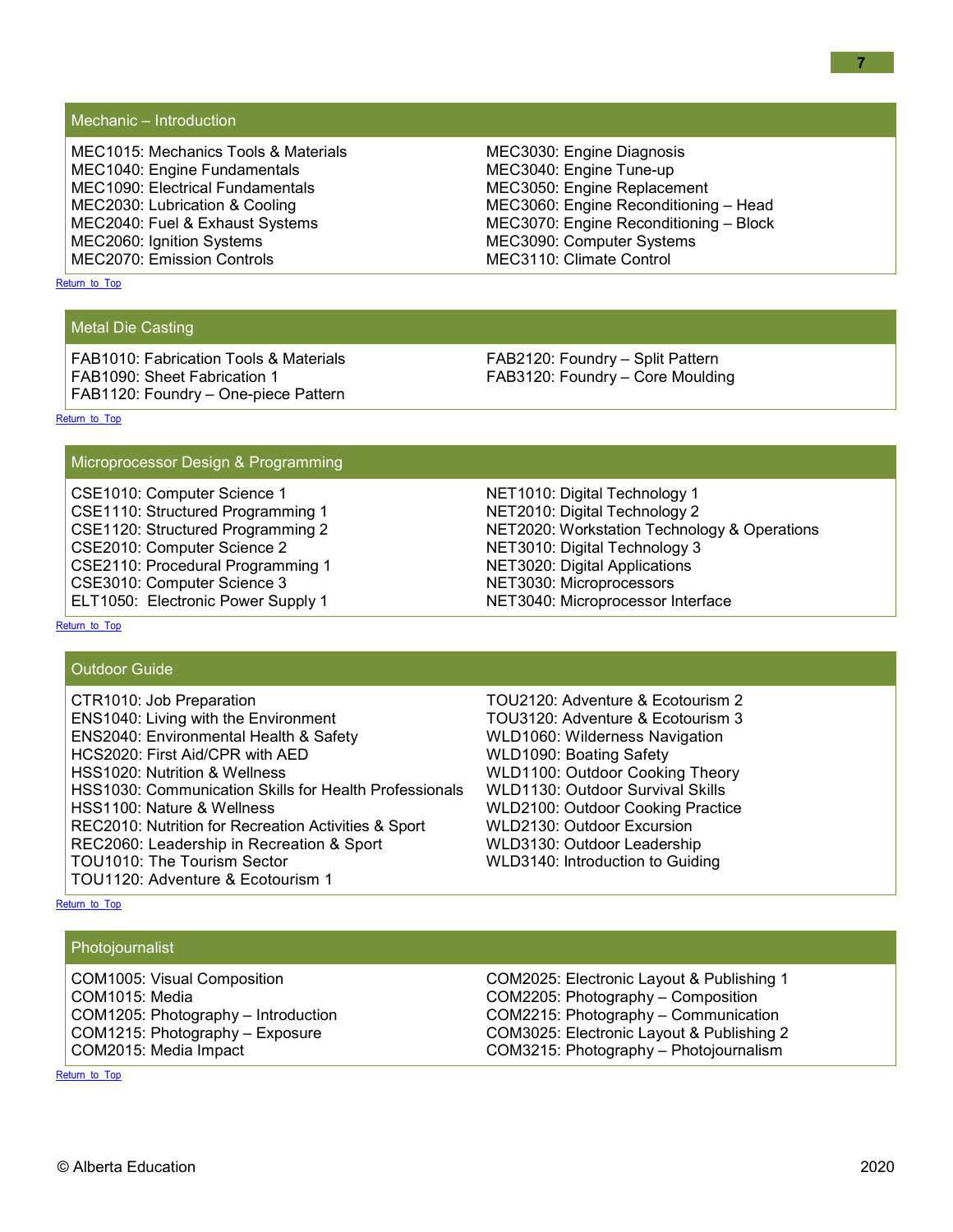## Mechanic – Introduction

MEC1015: Mechanics Tools & Materials
MEC1040: Engine Fundamentals
MEC1090: Electrical Fundamentals
MEC2030: Lubrication & Cooling
MEC2040: Fuel & Exhaust Systems
MEC2060: Ignition Systems
MEC2070: Emission Controls
MEC3030: Engine Diagnosis
MEC3040: Engine Tune-up
MEC3050: Engine Replacement
MEC3060: Engine Reconditioning – Head
MEC3070: Engine Reconditioning – Block
MEC3090: Computer Systems
MEC3110: Climate Control

Return to Top

## Metal Die Casting

FAB1010: Fabrication Tools & Materials
FAB1090: Sheet Fabrication 1
FAB1120: Foundry – One-piece Pattern
FAB2120: Foundry – Split Pattern
FAB3120: Foundry – Core Moulding

Return to Top

## Microprocessor Design & Programming

CSE1010: Computer Science 1
CSE1110: Structured Programming 1
CSE1120: Structured Programming 2
CSE2010: Computer Science 2
CSE2110: Procedural Programming 1
CSE3010: Computer Science 3
ELT1050: Electronic Power Supply 1
NET1010: Digital Technology 1
NET2010: Digital Technology 2
NET2020: Workstation Technology & Operations
NET3010: Digital Technology 3
NET3020: Digital Applications
NET3030: Microprocessors
NET3040: Microprocessor Interface

Return to Top

## Outdoor Guide

CTR1010: Job Preparation
ENS1040: Living with the Environment
ENS2040: Environmental Health & Safety
HCS2020: First Aid/CPR with AED
HSS1020: Nutrition & Wellness
HSS1030: Communication Skills for Health Professionals
HSS1100: Nature & Wellness
REC2010: Nutrition for Recreation Activities & Sport
REC2060: Leadership in Recreation & Sport
TOU1010: The Tourism Sector
TOU1120: Adventure & Ecotourism 1
TOU2120: Adventure & Ecotourism 2
TOU3120: Adventure & Ecotourism 3
WLD1060: Wilderness Navigation
WLD1090: Boating Safety
WLD1100: Outdoor Cooking Theory
WLD1130: Outdoor Survival Skills
WLD2100: Outdoor Cooking Practice
WLD2130: Outdoor Excursion
WLD3130: Outdoor Leadership
WLD3140: Introduction to Guiding

Return to Top

## Photojournalist

COM1005: Visual Composition
COM1015: Media
COM1205: Photography – Introduction
COM1215: Photography – Exposure
COM2015: Media Impact
COM2025: Electronic Layout & Publishing 1
COM2205: Photography – Composition
COM2215: Photography – Communication
COM3025: Electronic Layout & Publishing 2
COM3215: Photography – Photojournalism

Return to Top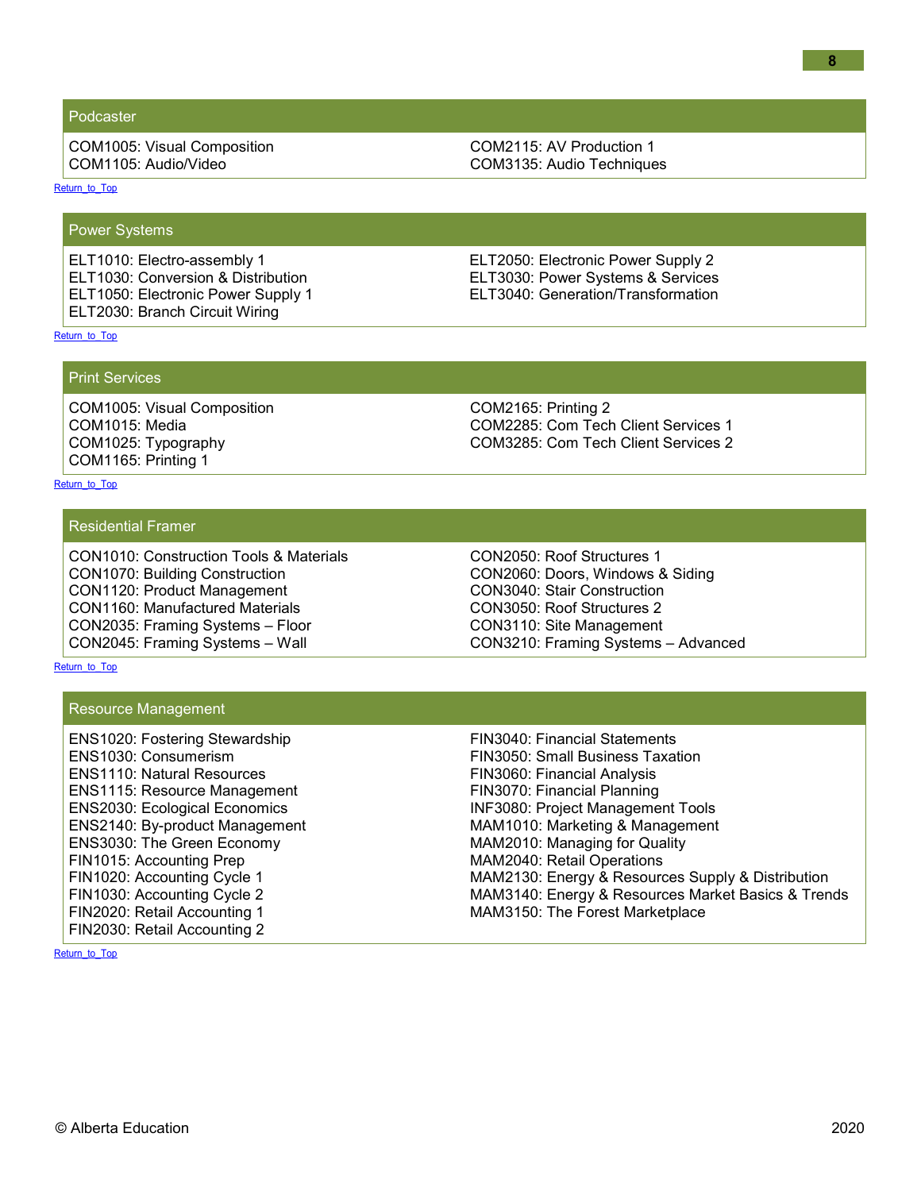## Podcaster

COM1005: Visual Composition
COM1105: Audio/Video
COM2115: AV Production 1
COM3135: Audio Techniques

[Return to Top]

## Power Systems

ELT1010: Electro-assembly 1
ELT1030: Conversion & Distribution
ELT1050: Electronic Power Supply 1
ELT2030: Branch Circuit Wiring
ELT2050: Electronic Power Supply 2
ELT3030: Power Systems & Services
ELT3040: Generation/Transformation

[Return to Top]

## Print Services

COM1005: Visual Composition
COM1015: Media
COM1025: Typography
COM1165: Printing 1
COM2165: Printing 2
COM2285: Com Tech Client Services 1
COM3285: Com Tech Client Services 2

[Return to Top]

## Residential Framer

CON1010: Construction Tools & Materials
CON1070: Building Construction
CON1120: Product Management
CON1160: Manufactured Materials
CON2035: Framing Systems – Floor
CON2045: Framing Systems – Wall
CON2050: Roof Structures 1
CON2060: Doors, Windows & Siding
CON3040: Stair Construction
CON3050: Roof Structures 2
CON3110: Site Management
CON3210: Framing Systems – Advanced

[Return to Top]

## Resource Management

ENS1020: Fostering Stewardship
ENS1030: Consumerism
ENS1110: Natural Resources
ENS1115: Resource Management
ENS2030: Ecological Economics
ENS2140: By-product Management
ENS3030: The Green Economy
FIN1015: Accounting Prep
FIN1020: Accounting Cycle 1
FIN1030: Accounting Cycle 2
FIN2020: Retail Accounting 1
FIN2030: Retail Accounting 2
FIN3040: Financial Statements
FIN3050: Small Business Taxation
FIN3060: Financial Analysis
FIN3070: Financial Planning
INF3080: Project Management Tools
MAM1010: Marketing & Management
MAM2010: Managing for Quality
MAM2040: Retail Operations
MAM2130: Energy & Resources Supply & Distribution
MAM3140: Energy & Resources Market Basics & Trends
MAM3150: The Forest Marketplace

[Return to Top]

© Alberta Education 2020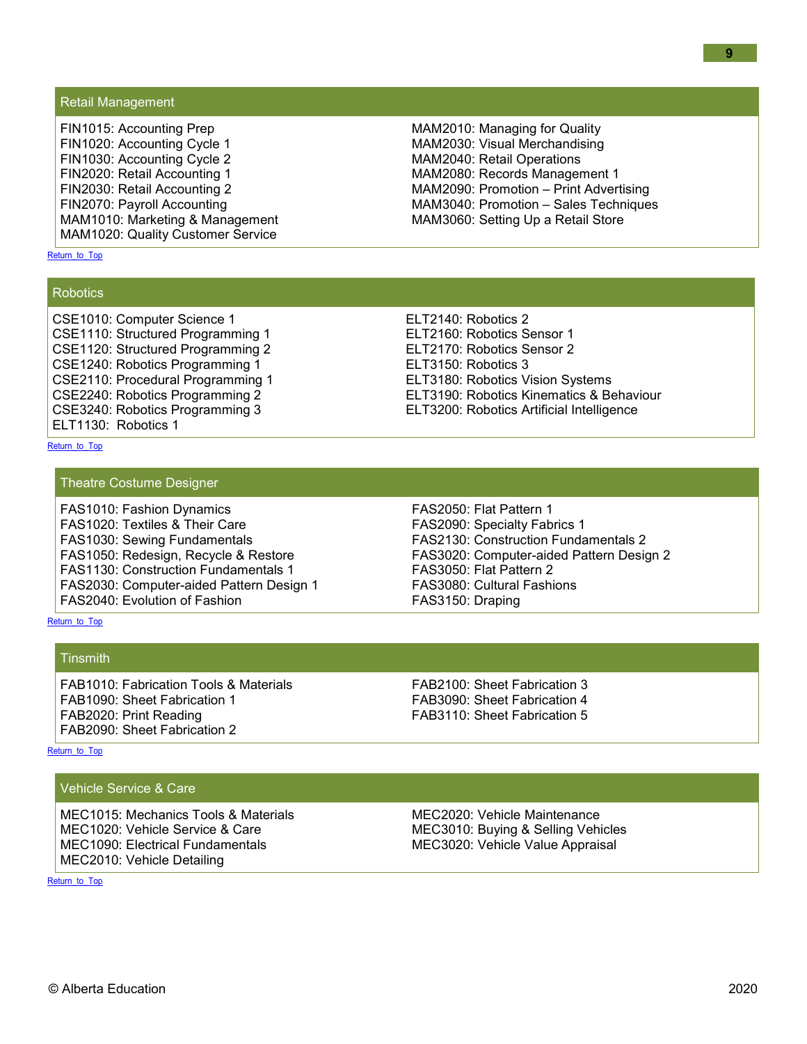## Retail Management

FIN1015: Accounting Prep
FIN1020: Accounting Cycle 1
FIN1030: Accounting Cycle 2
FIN2020: Retail Accounting 1
FIN2030: Retail Accounting 2
FIN2070: Payroll Accounting
MAM1010: Marketing & Management
MAM1020: Quality Customer Service
MAM2010: Managing for Quality
MAM2030: Visual Merchandising
MAM2040: Retail Operations
MAM2080: Records Management 1
MAM2090: Promotion – Print Advertising
MAM3040: Promotion – Sales Techniques
MAM3060: Setting Up a Retail Store

Return to Top

## Robotics

CSE1010: Computer Science 1
CSE1110: Structured Programming 1
CSE1120: Structured Programming 2
CSE1240: Robotics Programming 1
CSE2110: Procedural Programming 1
CSE2240: Robotics Programming 2
CSE3240: Robotics Programming 3
ELT1130: Robotics 1
ELT2140: Robotics 2
ELT2160: Robotics Sensor 1
ELT2170: Robotics Sensor 2
ELT3150: Robotics 3
ELT3180: Robotics Vision Systems
ELT3190: Robotics Kinematics & Behaviour
ELT3200: Robotics Artificial Intelligence

Return to Top

## Theatre Costume Designer

FAS1010: Fashion Dynamics
FAS1020: Textiles & Their Care
FAS1030: Sewing Fundamentals
FAS1050: Redesign, Recycle & Restore
FAS1130: Construction Fundamentals 1
FAS2030: Computer-aided Pattern Design 1
FAS2040: Evolution of Fashion
FAS2050: Flat Pattern 1
FAS2090: Specialty Fabrics 1
FAS2130: Construction Fundamentals 2
FAS3020: Computer-aided Pattern Design 2
FAS3050: Flat Pattern 2
FAS3080: Cultural Fashions
FAS3150: Draping

Return to Top

## Tinsmith

FAB1010: Fabrication Tools & Materials
FAB1090: Sheet Fabrication 1
FAB2020: Print Reading
FAB2090: Sheet Fabrication 2
FAB2100: Sheet Fabrication 3
FAB3090: Sheet Fabrication 4
FAB3110: Sheet Fabrication 5

Return to Top

## Vehicle Service & Care

MEC1015: Mechanics Tools & Materials
MEC1020: Vehicle Service & Care
MEC1090: Electrical Fundamentals
MEC2010: Vehicle Detailing
MEC2020: Vehicle Maintenance
MEC3010: Buying & Selling Vehicles
MEC3020: Vehicle Value Appraisal

Return to Top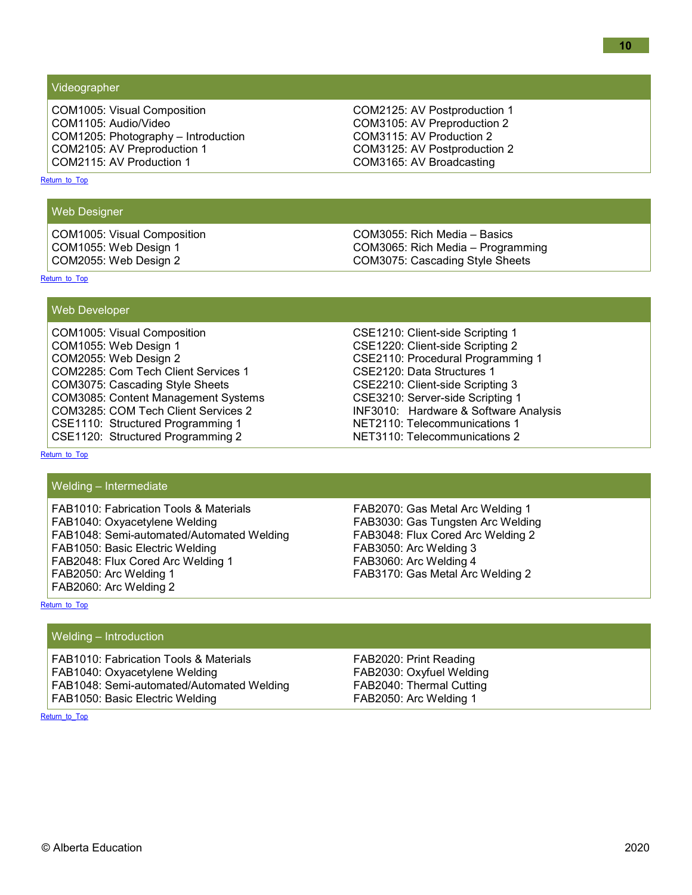## Videographer

COM1005: Visual Composition
COM1105: Audio/Video
COM1205: Photography – Introduction
COM2105: AV Preproduction 1
COM2115: AV Production 1
COM2125: AV Postproduction 1
COM3105: AV Preproduction 2
COM3115: AV Production 2
COM3125: AV Postproduction 2
COM3165: AV Broadcasting

Return to Top

## Web Designer

COM1005: Visual Composition
COM1055: Web Design 1
COM2055: Web Design 2
COM3055: Rich Media – Basics
COM3065: Rich Media – Programming
COM3075: Cascading Style Sheets

Return to Top

## Web Developer

COM1005: Visual Composition
COM1055: Web Design 1
COM2055: Web Design 2
COM2285: Com Tech Client Services 1
COM3075: Cascading Style Sheets
COM3085: Content Management Systems
COM3285: COM Tech Client Services 2
CSE1110: Structured Programming 1
CSE1120: Structured Programming 2
CSE1210: Client-side Scripting 1
CSE1220: Client-side Scripting 2
CSE2110: Procedural Programming 1
CSE2120: Data Structures 1
CSE2210: Client-side Scripting 3
CSE3210: Server-side Scripting 1
INF3010: Hardware & Software Analysis
NET2110: Telecommunications 1
NET3110: Telecommunications 2

Return to Top

## Welding – Intermediate

FAB1010: Fabrication Tools & Materials
FAB1040: Oxyacetylene Welding
FAB1048: Semi-automated/Automated Welding
FAB1050: Basic Electric Welding
FAB2048: Flux Cored Arc Welding 1
FAB2050: Arc Welding 1
FAB2060: Arc Welding 2
FAB2070: Gas Metal Arc Welding 1
FAB3030: Gas Tungsten Arc Welding
FAB3048: Flux Cored Arc Welding 2
FAB3050: Arc Welding 3
FAB3060: Arc Welding 4
FAB3170: Gas Metal Arc Welding 2

Return to Top

## Welding – Introduction

FAB1010: Fabrication Tools & Materials
FAB1040: Oxyacetylene Welding
FAB1048: Semi-automated/Automated Welding
FAB1050: Basic Electric Welding
FAB2020: Print Reading
FAB2030: Oxyfuel Welding
FAB2040: Thermal Cutting
FAB2050: Arc Welding 1

Return to Top